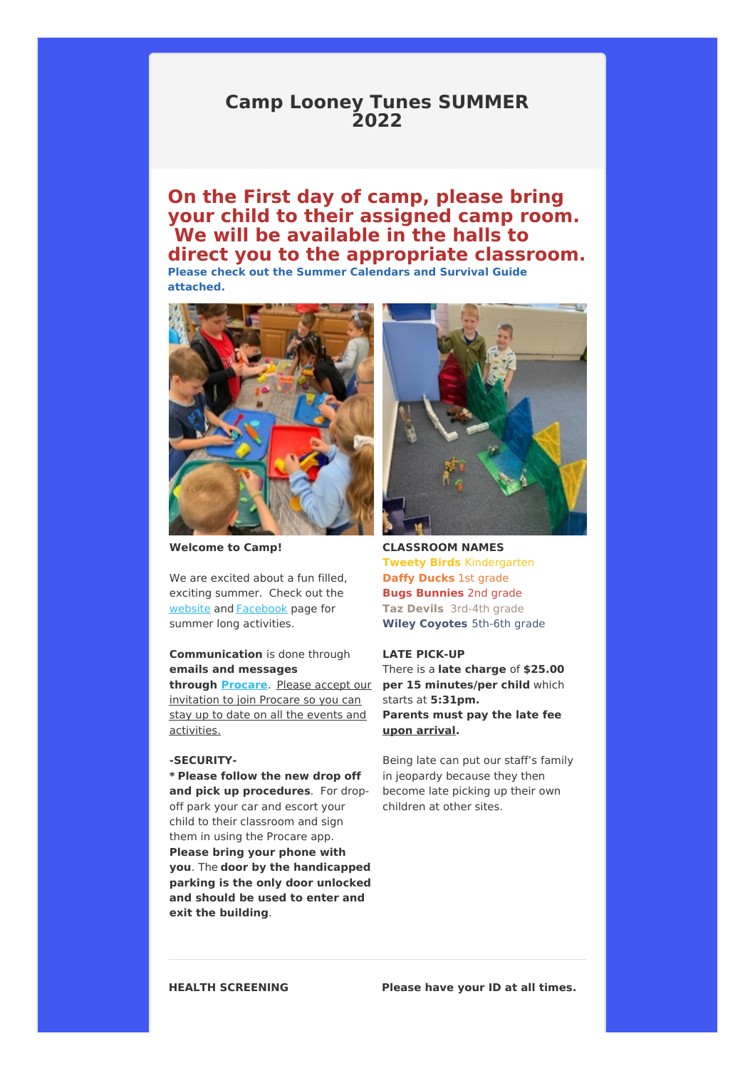# Camp Looney Tunes SUMMER 2022

## On the First day of camp, please bring your child to their assigned camp room. We will be available in the halls to direct you to the appropriate classroom.

**Please check out the Summer Calendars and Survival Guide attached.**

**Welcome to Camp!**

We are excited about a fun filled, exciting summer. Check out the website and Facebook page for summer long activities.

**Communication** is done through **emails and messages through Procare**. Please accept our invitation to join Procare so you can stay up to date on all the events and activities.

**-SECURITY-**

**\* Please follow the new drop off and pick up procedures**. For drop-off park your car and escort your child to their classroom and sign them in using the Procare app. **Please bring your phone with you**. The **door by the handicapped parking is the only door unlocked and should be used to enter and exit the building**.

**CLASSROOM NAMES**

**Tweety Birds** Kindergarten
**Daffy Ducks** 1st grade
**Bugs Bunnies** 2nd grade
**Taz Devils** 3rd-4th grade
**Wiley Coyotes** 5th-6th grade

**LATE PICK-UP**

There is a **late charge** of **$25.00 per 15 minutes/per child** which starts at **5:31pm.**
**Parents must pay the late fee upon arrival.**

Being late can put our staff's family in jeopardy because they then become late picking up their own children at other sites.

---

**HEALTH SCREENING**

**Please have your ID at all times.**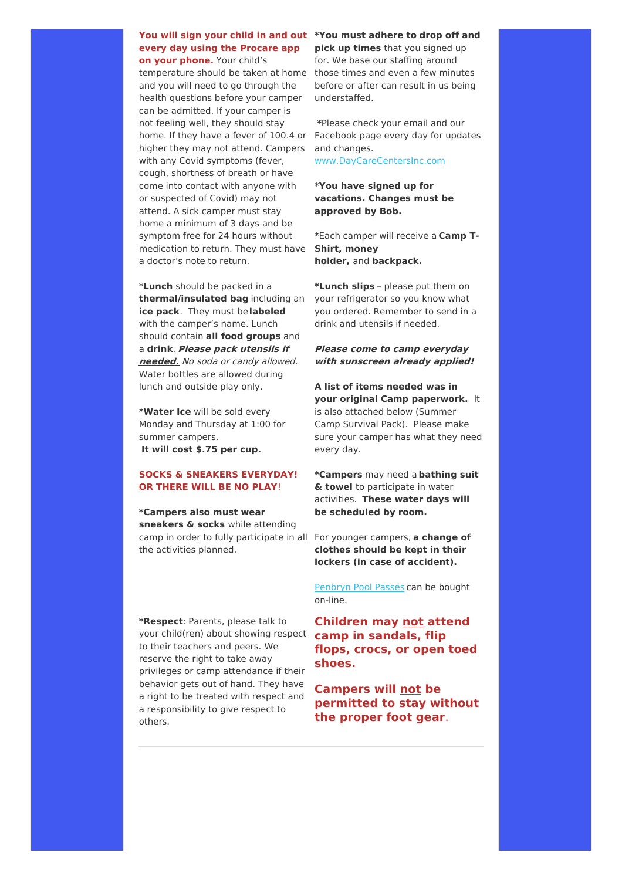**You will sign your child in and out every day using the Procare app on your phone.** Your child's temperature should be taken at home and you will need to go through the health questions before your camper can be admitted. If your camper is not feeling well, they should stay home. If they have a fever of 100.4 or higher they may not attend. Campers with any Covid symptoms (fever, cough, shortness of breath or have come into contact with anyone with or suspected of Covid) may not attend. A sick camper must stay home a minimum of 3 days and be symptom free for 24 hours without medication to return. They must have a doctor's note to return.

\***Lunch** should be packed in a **thermal/insulated bag** including an **ice pack**. They must be **labeled** with the camper's name. Lunch should contain **all food groups** and a **drink**. ***Please pack utensils if needed.*** *No soda or candy allowed.* Water bottles are allowed during lunch and outside play only.

\***Water Ice** will be sold every Monday and Thursday at 1:00 for summer campers.
**It will cost $.75 per cup.**

**SOCKS & SNEAKERS EVERYDAY! OR THERE WILL BE NO PLAY!**

\***Campers also must wear sneakers & socks** while attending camp in order to fully participate in all the activities planned.

\***Respect**: Parents, please talk to your child(ren) about showing respect to their teachers and peers. We reserve the right to take away privileges or camp attendance if their behavior gets out of hand. They have a right to be treated with respect and a responsibility to give respect to others.

\***You must adhere to drop off and pick up times** that you signed up for. We base our staffing around those times and even a few minutes before or after can result in us being understaffed.

\*Please check your email and our Facebook page every day for updates and changes.
www.DayCareCentersInc.com

\***You have signed up for vacations. Changes must be approved by Bob.**

\*Each camper will receive a **Camp T-Shirt, money holder,** and **backpack.**

\***Lunch slips** – please put them on your refrigerator so you know what you ordered. Remember to send in a drink and utensils if needed.

***Please come to camp everyday with sunscreen already applied!***

**A list of items needed was in your original Camp paperwork.** It is also attached below (Summer Camp Survival Pack). Please make sure your camper has what they need every day.

\***Campers** may need a **bathing suit & towel** to participate in water activities. **These water days will be scheduled by room.**

For younger campers, **a change of clothes should be kept in their lockers (in case of accident).**

Penbryn Pool Passes can be bought on-line.

**Children may not attend camp in sandals, flip flops, crocs, or open toed shoes.**

**Campers will not be permitted to stay without the proper foot gear.**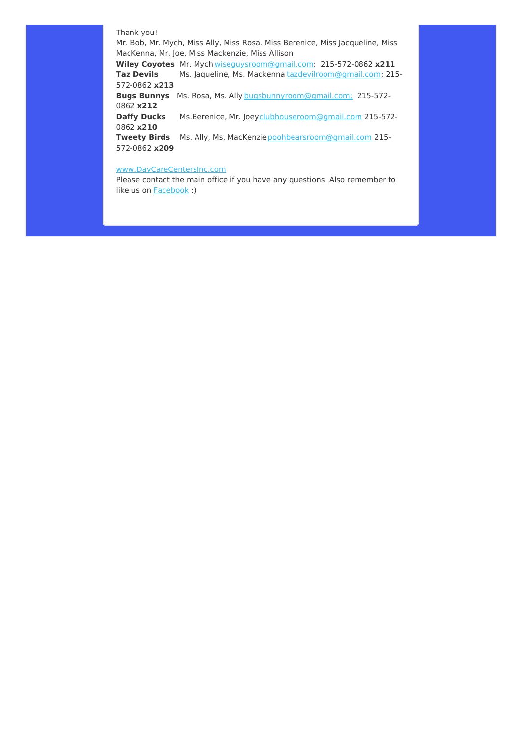Thank you!

Mr. Bob, Mr. Mych, Miss Ally, Miss Rosa, Miss Berenice, Miss Jacqueline, Miss MacKenna, Mr. Joe, Miss Mackenzie, Miss Allison

**Wiley Coyotes** Mr. Mych wiseguysroom@gmail.com; 215-572-0862 **x211**

**Taz Devils** Ms. Jaqueline, Ms. Mackenna tazdevilroom@gmail.com; 215-572-0862 **x213**

**Bugs Bunnys** Ms. Rosa, Ms. Ally bugsbunnyroom@gmail.com; 215-572-0862 **x212**

**Daffy Ducks** Ms.Berenice, Mr. Joey clubhouseroom@gmail.com 215-572-0862 **x210**

**Tweety Birds** Ms. Ally, Ms. MacKenzie poohbearsroom@gmail.com 215-572-0862 **x209**

www.DayCareCentersInc.com

Please contact the main office if you have any questions. Also remember to like us on Facebook :)